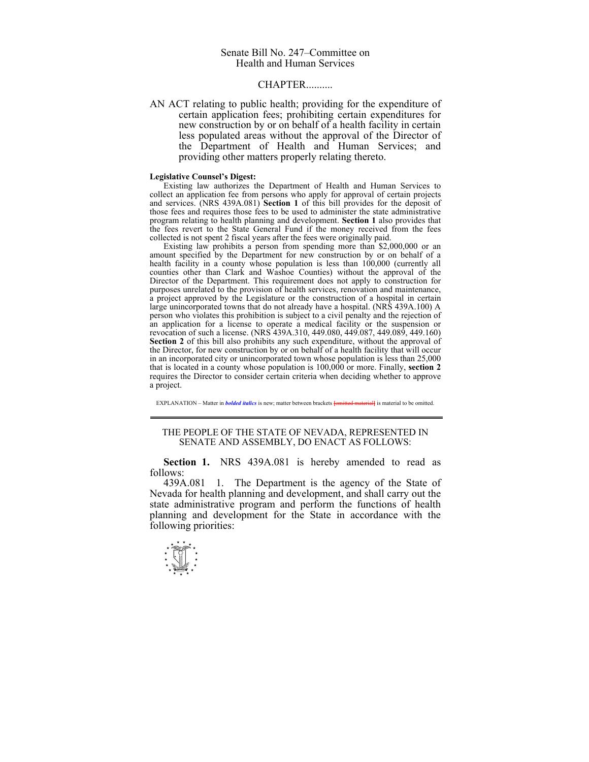Senate Bill No. 247–Committee on Health and Human Services

CHAPTER..........

AN ACT relating to public health; providing for the expenditure of certain application fees; prohibiting certain expenditures for new construction by or on behalf of a health facility in certain less populated areas without the approval of the Director of the Department of Health and Human Services; and providing other matters properly relating thereto.

**Legislative Counsel's Digest:**

Existing law authorizes the Department of Health and Human Services to collect an application fee from persons who apply for approval of certain projects and services. (NRS 439A.081) **Section 1** of this bill provides for the deposit of those fees and requires those fees to be used to administer the state administrative program relating to health planning and development. **Section 1** also provides that the fees revert to the State General Fund if the money received from the fees collected is not spent 2 fiscal years after the fees were originally paid.

Existing law prohibits a person from spending more than $2,000,000 or an amount specified by the Department for new construction by or on behalf of a health facility in a county whose population is less than 100,000 (currently all counties other than Clark and Washoe Counties) without the approval of the Director of the Department. This requirement does not apply to construction for purposes unrelated to the provision of health services, renovation and maintenance, a project approved by the Legislature or the construction of a hospital in certain large unincorporated towns that do not already have a hospital. (NRS 439A.100) A person who violates this prohibition is subject to a civil penalty and the rejection of an application for a license to operate a medical facility or the suspension or revocation of such a license. (NRS 439A.310, 449.080, 449.087, 449.089, 449.160) **Section 2** of this bill also prohibits any such expenditure, without the approval of the Director, for new construction by or on behalf of a health facility that will occur in an incorporated city or unincorporated town whose population is less than 25,000 that is located in a county whose population is 100,000 or more. Finally, **section 2** requires the Director to consider certain criteria when deciding whether to approve a project.

EXPLANATION – Matter in ***bolded italics*** is new; matter between brackets [omitted material] is material to be omitted.

THE PEOPLE OF THE STATE OF NEVADA, REPRESENTED IN SENATE AND ASSEMBLY, DO ENACT AS FOLLOWS:

**Section 1.** NRS 439A.081 is hereby amended to read as follows:

439A.081 1. The Department is the agency of the State of Nevada for health planning and development, and shall carry out the state administrative program and perform the functions of health planning and development for the State in accordance with the following priorities: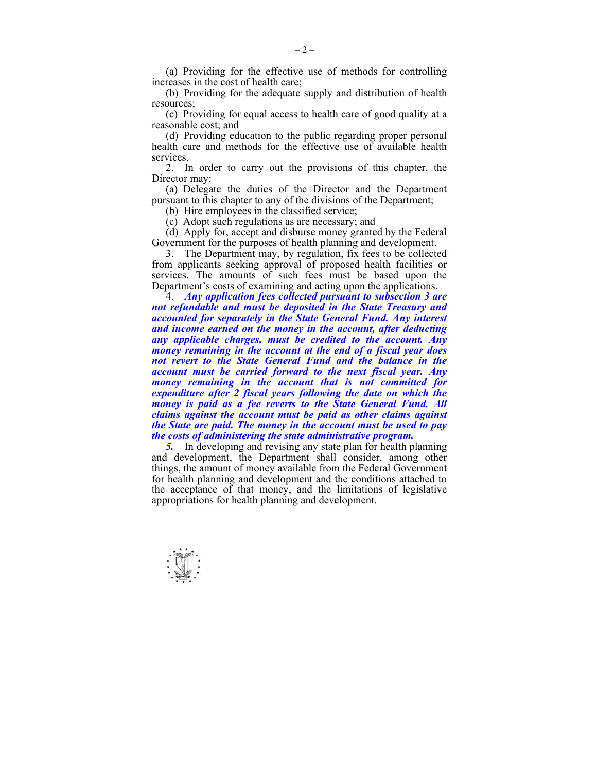(a) Providing for the effective use of methods for controlling increases in the cost of health care;

(b) Providing for the adequate supply and distribution of health resources;

(c) Providing for equal access to health care of good quality at a reasonable cost; and

(d) Providing education to the public regarding proper personal health care and methods for the effective use of available health services.

2. In order to carry out the provisions of this chapter, the Director may:

(a) Delegate the duties of the Director and the Department pursuant to this chapter to any of the divisions of the Department;

(b) Hire employees in the classified service;

(c) Adopt such regulations as are necessary; and

(d) Apply for, accept and disburse money granted by the Federal Government for the purposes of health planning and development.

3. The Department may, by regulation, fix fees to be collected from applicants seeking approval of proposed health facilities or services. The amounts of such fees must be based upon the Department's costs of examining and acting upon the applications.

4. ***Any application fees collected pursuant to subsection 3 are not refundable and must be deposited in the State Treasury and accounted for separately in the State General Fund. Any interest and income earned on the money in the account, after deducting any applicable charges, must be credited to the account. Any money remaining in the account at the end of a fiscal year does not revert to the State General Fund and the balance in the account must be carried forward to the next fiscal year. Any money remaining in the account that is not committed for expenditure after 2 fiscal years following the date on which the money is paid as a fee reverts to the State General Fund. All claims against the account must be paid as other claims against the State are paid. The money in the account must be used to pay the costs of administering the state administrative program.***

***5.*** In developing and revising any state plan for health planning and development, the Department shall consider, among other things, the amount of money available from the Federal Government for health planning and development and the conditions attached to the acceptance of that money, and the limitations of legislative appropriations for health planning and development.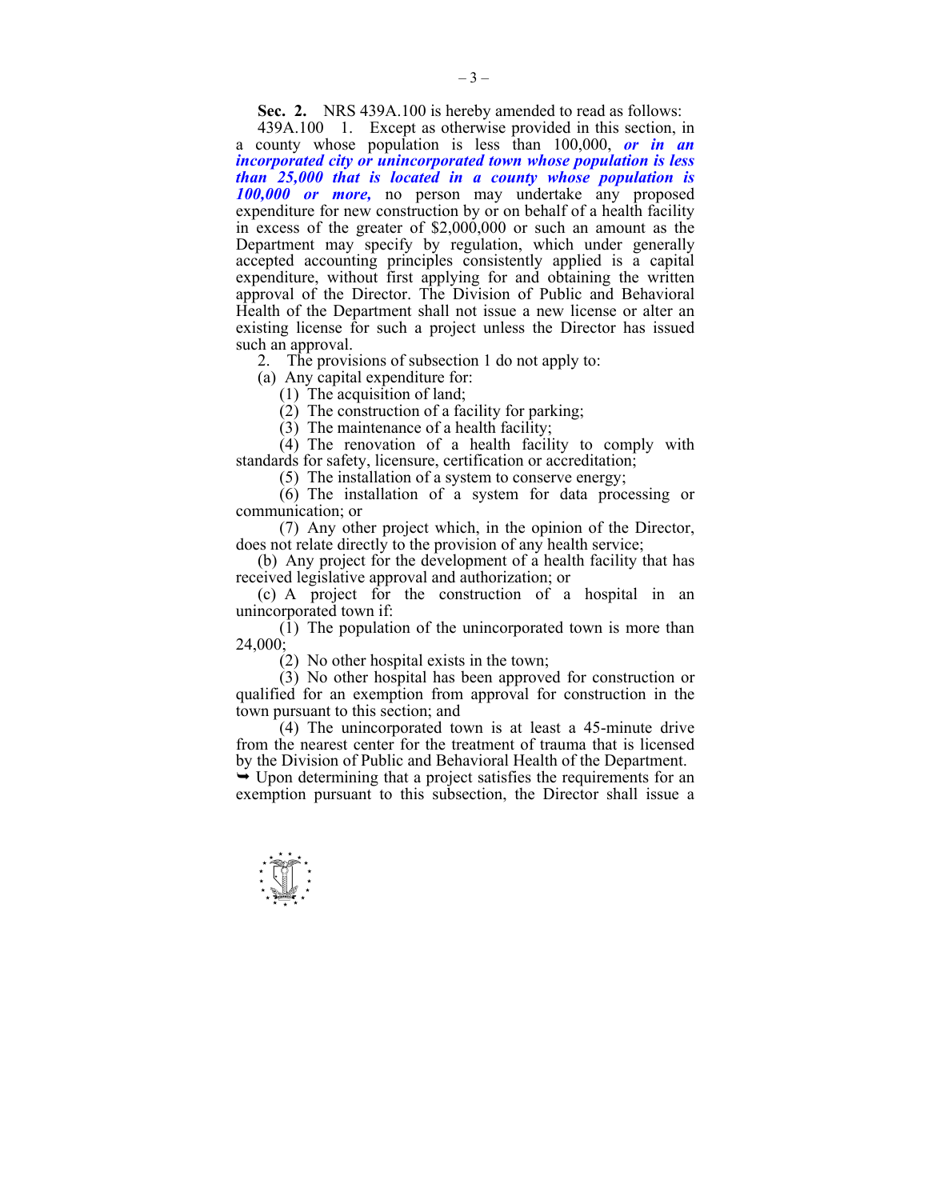**Sec. 2.** NRS 439A.100 is hereby amended to read as follows:

439A.100 1. Except as otherwise provided in this section, in a county whose population is less than 100,000, ***or in an incorporated city or unincorporated town whose population is less than 25,000 that is located in a county whose population is 100,000 or more,*** no person may undertake any proposed expenditure for new construction by or on behalf of a health facility in excess of the greater of $2,000,000 or such an amount as the Department may specify by regulation, which under generally accepted accounting principles consistently applied is a capital expenditure, without first applying for and obtaining the written approval of the Director. The Division of Public and Behavioral Health of the Department shall not issue a new license or alter an existing license for such a project unless the Director has issued such an approval.

2. The provisions of subsection 1 do not apply to:

(a) Any capital expenditure for:

(1) The acquisition of land;

(2) The construction of a facility for parking;

(3) The maintenance of a health facility;

(4) The renovation of a health facility to comply with standards for safety, licensure, certification or accreditation;

(5) The installation of a system to conserve energy;

(6) The installation of a system for data processing or communication; or

(7) Any other project which, in the opinion of the Director, does not relate directly to the provision of any health service;

(b) Any project for the development of a health facility that has received legislative approval and authorization; or

(c) A project for the construction of a hospital in an unincorporated town if:

(1) The population of the unincorporated town is more than 24,000;

(2) No other hospital exists in the town;

(3) No other hospital has been approved for construction or qualified for an exemption from approval for construction in the town pursuant to this section; and

(4) The unincorporated town is at least a 45-minute drive from the nearest center for the treatment of trauma that is licensed by the Division of Public and Behavioral Health of the Department.

➥ Upon determining that a project satisfies the requirements for an exemption pursuant to this subsection, the Director shall issue a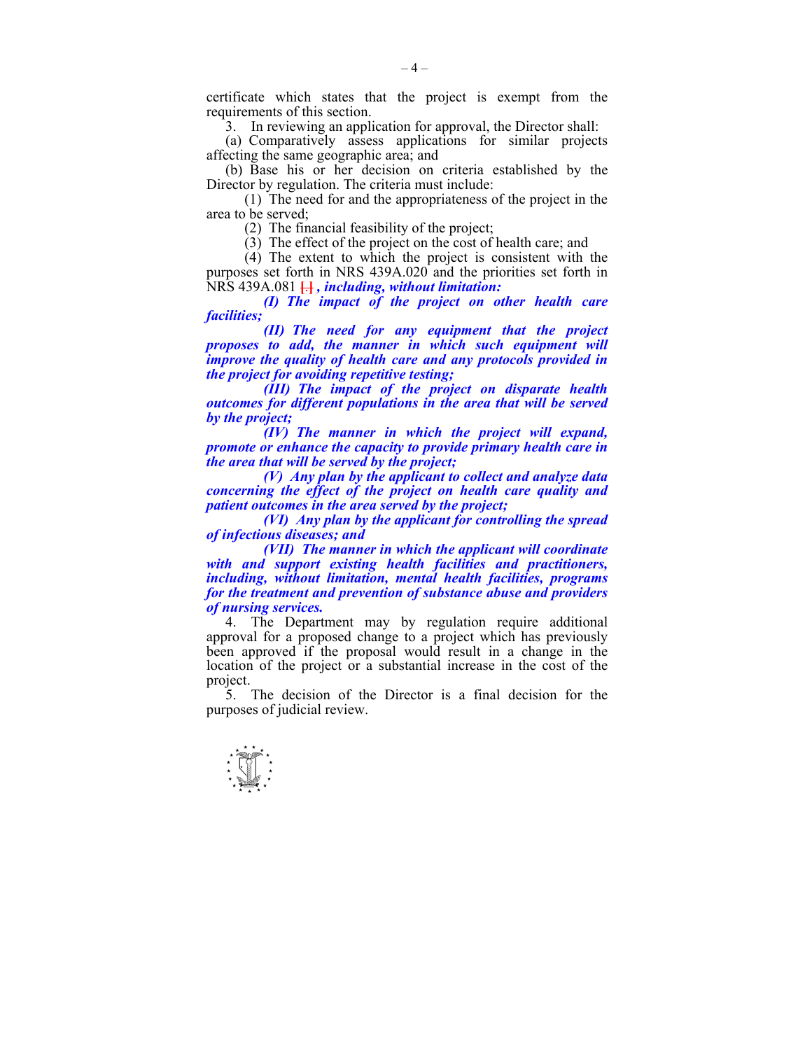certificate which states that the project is exempt from the requirements of this section.

3. In reviewing an application for approval, the Director shall:

(a) Comparatively assess applications for similar projects affecting the same geographic area; and

(b) Base his or her decision on criteria established by the Director by regulation. The criteria must include:

(1) The need for and the appropriateness of the project in the area to be served;

(2) The financial feasibility of the project;

(3) The effect of the project on the cost of health care; and

(4) The extent to which the project is consistent with the purposes set forth in NRS 439A.020 and the priorities set forth in NRS 439A.081 [.] ***, including, without limitation:***

***(I) The impact of the project on other health care facilities;***

***(II) The need for any equipment that the project proposes to add, the manner in which such equipment will improve the quality of health care and any protocols provided in the project for avoiding repetitive testing;***

***(III) The impact of the project on disparate health outcomes for different populations in the area that will be served by the project;***

***(IV) The manner in which the project will expand, promote or enhance the capacity to provide primary health care in the area that will be served by the project;***

***(V) Any plan by the applicant to collect and analyze data concerning the effect of the project on health care quality and patient outcomes in the area served by the project;***

***(VI) Any plan by the applicant for controlling the spread of infectious diseases; and***

***(VII) The manner in which the applicant will coordinate with and support existing health facilities and practitioners, including, without limitation, mental health facilities, programs for the treatment and prevention of substance abuse and providers of nursing services.***

4. The Department may by regulation require additional approval for a proposed change to a project which has previously been approved if the proposal would result in a change in the location of the project or a substantial increase in the cost of the project.

5. The decision of the Director is a final decision for the purposes of judicial review.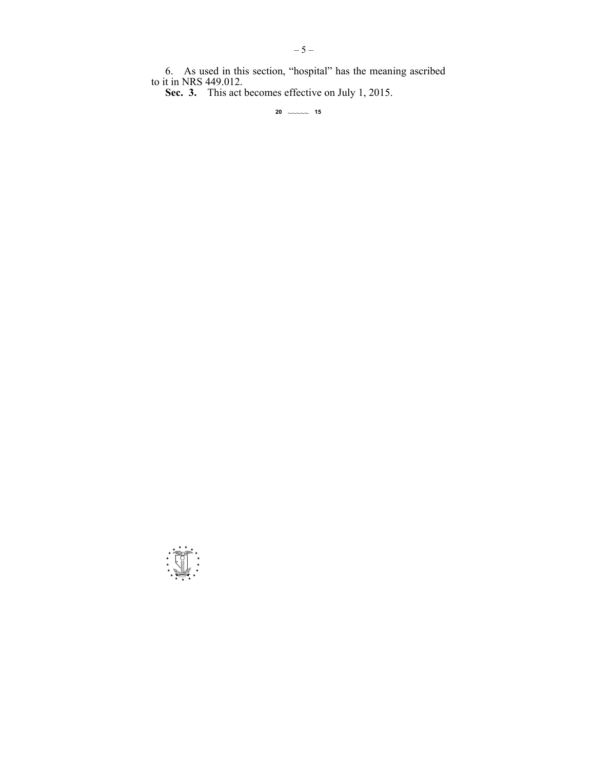6. As used in this section, "hospital" has the meaning ascribed to it in NRS 449.012.

**Sec. 3.** This act becomes effective on July 1, 2015.

20 ~~~~~ 15